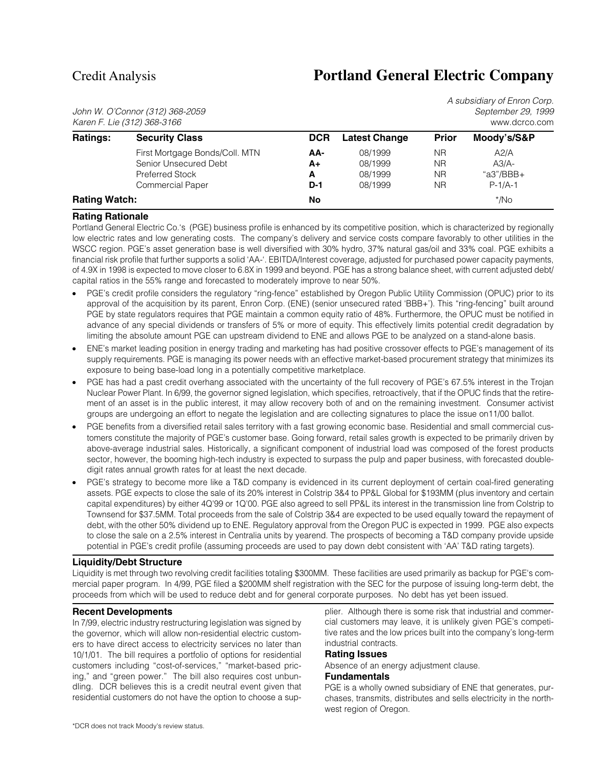Credit Analysis

# Portland General Electric Company

*A subsidiary of Enron Corp.*

*John W. O'Connor (312) 368-2059*
*Karen F. Lie (312) 368-3166*

*September 29, 1999*
www.dcrco.com

| Ratings: | Security Class | DCR | Latest Change | Prior | Moody's/S&P |
|---|---|---|---|---|---|
| | First Mortgage Bonds/Coll. MTN | **AA-** | 08/1999 | NR | A2/A |
| | Senior Unsecured Debt | **A+** | 08/1999 | NR | A3/A- |
| | Preferred Stock | **A** | 08/1999 | NR | "a3"/BBB+ |
| | Commercial Paper | **D-1** | 08/1999 | NR | P-1/A-1 |
| **Rating Watch:** | | **No** | | | */No |

### Rating Rationale

Portland General Electric Co.'s (PGE) business profile is enhanced by its competitive position, which is characterized by regionally low electric rates and low generating costs. The company's delivery and service costs compare favorably to other utilities in the WSCC region. PGE's asset generation base is well diversified with 30% hydro, 37% natural gas/oil and 33% coal. PGE exhibits a financial risk profile that further supports a solid 'AA-'. EBITDA/Interest coverage, adjusted for purchased power capacity payments, of 4.9X in 1998 is expected to move closer to 6.8X in 1999 and beyond. PGE has a strong balance sheet, with current adjusted debt/capital ratios in the 55% range and forecasted to moderately improve to near 50%.

- PGE's credit profile considers the regulatory "ring-fence" established by Oregon Public Utility Commission (OPUC) prior to its approval of the acquisition by its parent, Enron Corp. (ENE) (senior unsecured rated 'BBB+'). This "ring-fencing" built around PGE by state regulators requires that PGE maintain a common equity ratio of 48%. Furthermore, the OPUC must be notified in advance of any special dividends or transfers of 5% or more of equity. This effectively limits potential credit degradation by limiting the absolute amount PGE can upstream dividend to ENE and allows PGE to be analyzed on a stand-alone basis.
- ENE's market leading position in energy trading and marketing has had positive crossover effects to PGE's management of its supply requirements. PGE is managing its power needs with an effective market-based procurement strategy that minimizes its exposure to being base-load long in a potentially competitive marketplace.
- PGE has had a past credit overhang associated with the uncertainty of the full recovery of PGE's 67.5% interest in the Trojan Nuclear Power Plant. In 6/99, the governor signed legislation, which specifies, retroactively, that if the OPUC finds that the retirement of an asset is in the public interest, it may allow recovery both of and on the remaining investment. Consumer activist groups are undergoing an effort to negate the legislation and are collecting signatures to place the issue on11/00 ballot.
- PGE benefits from a diversified retail sales territory with a fast growing economic base. Residential and small commercial customers constitute the majority of PGE's customer base. Going forward, retail sales growth is expected to be primarily driven by above-average industrial sales. Historically, a significant component of industrial load was composed of the forest products sector, however, the booming high-tech industry is expected to surpass the pulp and paper business, with forecasted double-digit rates annual growth rates for at least the next decade.
- PGE's strategy to become more like a T&D company is evidenced in its current deployment of certain coal-fired generating assets. PGE expects to close the sale of its 20% interest in Colstrip 3&4 to PP&L Global for $193MM (plus inventory and certain capital expenditures) by either 4Q'99 or 1Q'00. PGE also agreed to sell PP&L its interest in the transmission line from Colstrip to Townsend for $37.5MM. Total proceeds from the sale of Colstrip 3&4 are expected to be used equally toward the repayment of debt, with the other 50% dividend up to ENE. Regulatory approval from the Oregon PUC is expected in 1999. PGE also expects to close the sale on a 2.5% interest in Centralia units by yearend. The prospects of becoming a T&D company provide upside potential in PGE's credit profile (assuming proceeds are used to pay down debt consistent with 'AA' T&D rating targets).

### Liquidity/Debt Structure

Liquidity is met through two revolving credit facilities totaling $300MM. These facilities are used primarily as backup for PGE's commercial paper program. In 4/99, PGE filed a $200MM shelf registration with the SEC for the purpose of issuing long-term debt, the proceeds from which will be used to reduce debt and for general corporate purposes. No debt has yet been issued.

### Recent Developments

In 7/99, electric industry restructuring legislation was signed by the governor, which will allow non-residential electric customers to have direct access to electricity services no later than 10/1/01. The bill requires a portfolio of options for residential customers including "cost-of-services," "market-based pricing," and "green power." The bill also requires cost unbundling. DCR believes this is a credit neutral event given that residential customers do not have the option to choose a supplier. Although there is some risk that industrial and commercial customers may leave, it is unlikely given PGE's competitive rates and the low prices built into the company's long-term industrial contracts.

### Rating Issues

Absence of an energy adjustment clause.

### Fundamentals

PGE is a wholly owned subsidiary of ENE that generates, purchases, transmits, distributes and sells electricity in the northwest region of Oregon.

*DCR does not track Moody's review status.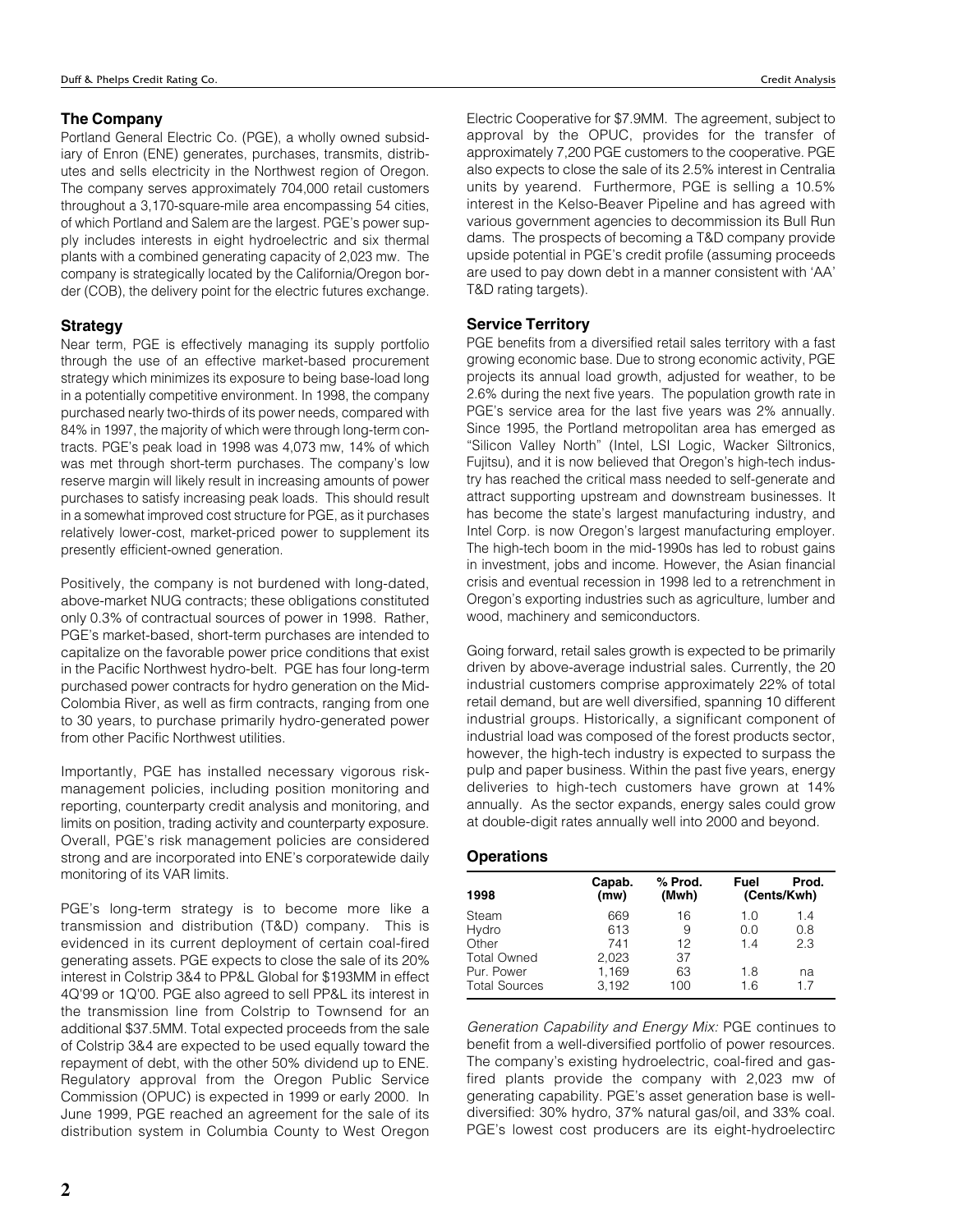## The Company

Portland General Electric Co. (PGE), a wholly owned subsidiary of Enron (ENE) generates, purchases, transmits, distributes and sells electricity in the Northwest region of Oregon. The company serves approximately 704,000 retail customers throughout a 3,170-square-mile area encompassing 54 cities, of which Portland and Salem are the largest. PGE's power supply includes interests in eight hydroelectric and six thermal plants with a combined generating capacity of 2,023 mw. The company is strategically located by the California/Oregon border (COB), the delivery point for the electric futures exchange.

## Strategy

Near term, PGE is effectively managing its supply portfolio through the use of an effective market-based procurement strategy which minimizes its exposure to being base-load long in a potentially competitive environment. In 1998, the company purchased nearly two-thirds of its power needs, compared with 84% in 1997, the majority of which were through long-term contracts. PGE's peak load in 1998 was 4,073 mw, 14% of which was met through short-term purchases. The company's low reserve margin will likely result in increasing amounts of power purchases to satisfy increasing peak loads. This should result in a somewhat improved cost structure for PGE, as it purchases relatively lower-cost, market-priced power to supplement its presently efficient-owned generation.

Positively, the company is not burdened with long-dated, above-market NUG contracts; these obligations constituted only 0.3% of contractual sources of power in 1998. Rather, PGE's market-based, short-term purchases are intended to capitalize on the favorable power price conditions that exist in the Pacific Northwest hydro-belt. PGE has four long-term purchased power contracts for hydro generation on the Mid-Colombia River, as well as firm contracts, ranging from one to 30 years, to purchase primarily hydro-generated power from other Pacific Northwest utilities.

Importantly, PGE has installed necessary vigorous risk-management policies, including position monitoring and reporting, counterparty credit analysis and monitoring, and limits on position, trading activity and counterparty exposure. Overall, PGE's risk management policies are considered strong and are incorporated into ENE's corporatewide daily monitoring of its VAR limits.

PGE's long-term strategy is to become more like a transmission and distribution (T&D) company. This is evidenced in its current deployment of certain coal-fired generating assets. PGE expects to close the sale of its 20% interest in Colstrip 3&4 to PP&L Global for $193MM in effect 4Q'99 or 1Q'00. PGE also agreed to sell PP&L its interest in the transmission line from Colstrip to Townsend for an additional $37.5MM. Total expected proceeds from the sale of Colstrip 3&4 are expected to be used equally toward the repayment of debt, with the other 50% dividend up to ENE. Regulatory approval from the Oregon Public Service Commission (OPUC) is expected in 1999 or early 2000. In June 1999, PGE reached an agreement for the sale of its distribution system in Columbia County to West Oregon Electric Cooperative for $7.9MM. The agreement, subject to approval by the OPUC, provides for the transfer of approximately 7,200 PGE customers to the cooperative. PGE also expects to close the sale of its 2.5% interest in Centralia units by yearend. Furthermore, PGE is selling a 10.5% interest in the Kelso-Beaver Pipeline and has agreed with various government agencies to decommission its Bull Run dams. The prospects of becoming a T&D company provide upside potential in PGE's credit profile (assuming proceeds are used to pay down debt in a manner consistent with 'AA' T&D rating targets).

## Service Territory

PGE benefits from a diversified retail sales territory with a fast growing economic base. Due to strong economic activity, PGE projects its annual load growth, adjusted for weather, to be 2.6% during the next five years. The population growth rate in PGE's service area for the last five years was 2% annually. Since 1995, the Portland metropolitan area has emerged as "Silicon Valley North" (Intel, LSI Logic, Wacker Siltronics, Fujitsu), and it is now believed that Oregon's high-tech industry has reached the critical mass needed to self-generate and attract supporting upstream and downstream businesses. It has become the state's largest manufacturing industry, and Intel Corp. is now Oregon's largest manufacturing employer. The high-tech boom in the mid-1990s has led to robust gains in investment, jobs and income. However, the Asian financial crisis and eventual recession in 1998 led to a retrenchment in Oregon's exporting industries such as agriculture, lumber and wood, machinery and semiconductors.

Going forward, retail sales growth is expected to be primarily driven by above-average industrial sales. Currently, the 20 industrial customers comprise approximately 22% of total retail demand, but are well diversified, spanning 10 different industrial groups. Historically, a significant component of industrial load was composed of the forest products sector, however, the high-tech industry is expected to surpass the pulp and paper business. Within the past five years, energy deliveries to high-tech customers have grown at 14% annually. As the sector expands, energy sales could grow at double-digit rates annually well into 2000 and beyond.

## Operations

| 1998 | Capab. (mw) | % Prod. (Mwh) | Fuel (Cents/Kwh) | Prod. (Cents/Kwh) |
|---|---|---|---|---|
| Steam | 669 | 16 | 1.0 | 1.4 |
| Hydro | 613 | 9 | 0.0 | 0.8 |
| Other | 741 | 12 | 1.4 | 2.3 |
| Total Owned | 2,023 | 37 | | |
| Pur. Power | 1,169 | 63 | 1.8 | na |
| Total Sources | 3,192 | 100 | 1.6 | 1.7 |

*Generation Capability and Energy Mix:* PGE continues to benefit from a well-diversified portfolio of power resources. The company's existing hydroelectric, coal-fired and gas-fired plants provide the company with 2,023 mw of generating capability. PGE's asset generation base is well-diversified: 30% hydro, 37% natural gas/oil, and 33% coal. PGE's lowest cost producers are its eight-hydroelectirc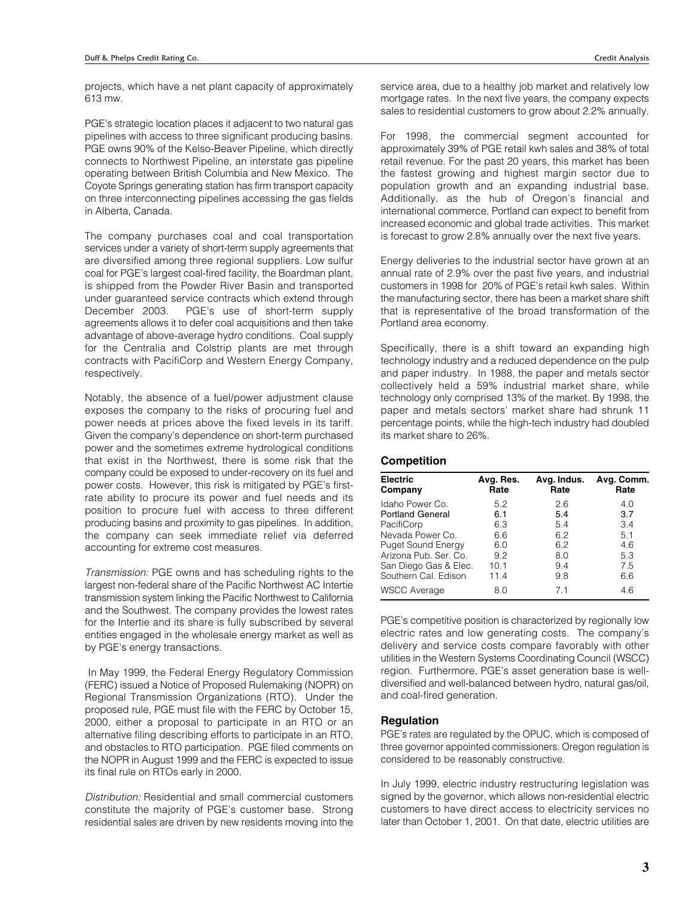projects, which have a net plant capacity of approximately 613 mw.

PGE's strategic location places it adjacent to two natural gas pipelines with access to three significant producing basins. PGE owns 90% of the Kelso-Beaver Pipeline, which directly connects to Northwest Pipeline, an interstate gas pipeline operating between British Columbia and New Mexico. The Coyote Springs generating station has firm transport capacity on three interconnecting pipelines accessing the gas fields in Alberta, Canada.

The company purchases coal and coal transportation services under a variety of short-term supply agreements that are diversified among three regional suppliers. Low sulfur coal for PGE's largest coal-fired facility, the Boardman plant, is shipped from the Powder River Basin and transported under guaranteed service contracts which extend through December 2003. PGE's use of short-term supply agreements allows it to defer coal acquisitions and then take advantage of above-average hydro conditions. Coal supply for the Centralia and Colstrip plants are met through contracts with PacifiCorp and Western Energy Company, respectively.

Notably, the absence of a fuel/power adjustment clause exposes the company to the risks of procuring fuel and power needs at prices above the fixed levels in its tariff. Given the company's dependence on short-term purchased power and the sometimes extreme hydrological conditions that exist in the Northwest, there is some risk that the company could be exposed to under-recovery on its fuel and power costs. However, this risk is mitigated by PGE's first-rate ability to procure its power and fuel needs and its position to procure fuel with access to three different producing basins and proximity to gas pipelines. In addition, the company can seek immediate relief via deferred accounting for extreme cost measures.

*Transmission:* PGE owns and has scheduling rights to the largest non-federal share of the Pacific Northwest AC Intertie transmission system linking the Pacific Northwest to California and the Southwest. The company provides the lowest rates for the Intertie and its share is fully subscribed by several entities engaged in the wholesale energy market as well as by PGE's energy transactions.

In May 1999, the Federal Energy Regulatory Commission (FERC) issued a Notice of Proposed Rulemaking (NOPR) on Regional Transmission Organizations (RTO). Under the proposed rule, PGE must file with the FERC by October 15, 2000, either a proposal to participate in an RTO or an alternative filing describing efforts to participate in an RTO, and obstacles to RTO participation. PGE filed comments on the NOPR in August 1999 and the FERC is expected to issue its final rule on RTOs early in 2000.

*Distribution:* Residential and small commercial customers constitute the majority of PGE's customer base. Strong residential sales are driven by new residents moving into the service area, due to a healthy job market and relatively low mortgage rates. In the next five years, the company expects sales to residential customers to grow about 2.2% annually.

For 1998, the commercial segment accounted for approximately 39% of PGE retail kwh sales and 38% of total retail revenue. For the past 20 years, this market has been the fastest growing and highest margin sector due to population growth and an expanding industrial base. Additionally, as the hub of Oregon's financial and international commerce, Portland can expect to benefit from increased economic and global trade activities. This market is forecast to grow 2.8% annually over the next five years.

Energy deliveries to the industrial sector have grown at an annual rate of 2.9% over the past five years, and industrial customers in 1998 for 20% of PGE's retail kwh sales. Within the manufacturing sector, there has been a market share shift that is representative of the broad transformation of the Portland area economy.

Specifically, there is a shift toward an expanding high technology industry and a reduced dependence on the pulp and paper industry. In 1988, the paper and metals sector collectively held a 59% industrial market share, while technology only comprised 13% of the market. By 1998, the paper and metals sectors' market share had shrunk 11 percentage points, while the high-tech industry had doubled its market share to 26%.

## Competition

| Electric Company | Avg. Res. Rate | Avg. Indus. Rate | Avg. Comm. Rate |
|---|---|---|---|
| Idaho Power Co. | 5.2 | 2.6 | 4.0 |
| **Portland General** | **6.1** | **5.4** | **3.7** |
| PacifiCorp | 6.3 | 5.4 | 3.4 |
| Nevada Power Co. | 6.6 | 6.2 | 5.1 |
| Puget Sound Energy | 6.0 | 6.2 | 4.6 |
| Arizona Pub. Ser. Co. | 9.2 | 8.0 | 5.3 |
| San Diego Gas & Elec. | 10.1 | 9.4 | 7.5 |
| Southern Cal. Edison | 11.4 | 9.8 | 6.6 |
| WSCC Average | 8.0 | 7.1 | 4.6 |

PGE's competitive position is characterized by regionally low electric rates and low generating costs. The company's delivery and service costs compare favorably with other utilities in the Western Systems Coordinating Council (WSCC) region. Furthermore, PGE's asset generation base is well-diversified and well-balanced between hydro, natural gas/oil, and coal-fired generation.

## Regulation

PGE's rates are regulated by the OPUC, which is composed of three governor appointed commissioners. Oregon regulation is considered to be reasonably constructive.

In July 1999, electric industry restructuring legislation was signed by the governor, which allows non-residential electric customers to have direct access to electricity services no later than October 1, 2001. On that date, electric utilities are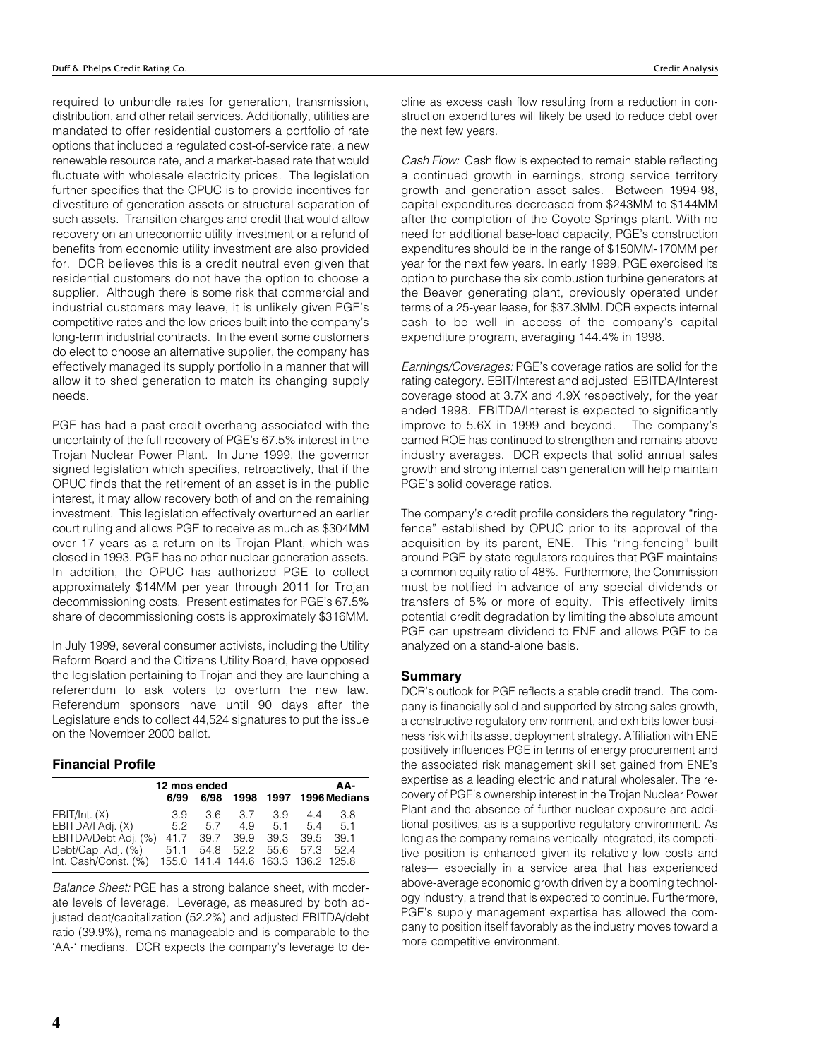required to unbundle rates for generation, transmission, distribution, and other retail services. Additionally, utilities are mandated to offer residential customers a portfolio of rate options that included a regulated cost-of-service rate, a new renewable resource rate, and a market-based rate that would fluctuate with wholesale electricity prices. The legislation further specifies that the OPUC is to provide incentives for divestiture of generation assets or structural separation of such assets. Transition charges and credit that would allow recovery on an uneconomic utility investment or a refund of benefits from economic utility investment are also provided for. DCR believes this is a credit neutral even given that residential customers do not have the option to choose a supplier. Although there is some risk that commercial and industrial customers may leave, it is unlikely given PGE's competitive rates and the low prices built into the company's long-term industrial contracts. In the event some customers do elect to choose an alternative supplier, the company has effectively managed its supply portfolio in a manner that will allow it to shed generation to match its changing supply needs.

PGE has had a past credit overhang associated with the uncertainty of the full recovery of PGE's 67.5% interest in the Trojan Nuclear Power Plant. In June 1999, the governor signed legislation which specifies, retroactively, that if the OPUC finds that the retirement of an asset is in the public interest, it may allow recovery both of and on the remaining investment. This legislation effectively overturned an earlier court ruling and allows PGE to receive as much as $304MM over 17 years as a return on its Trojan Plant, which was closed in 1993. PGE has no other nuclear generation assets. In addition, the OPUC has authorized PGE to collect approximately $14MM per year through 2011 for Trojan decommissioning costs. Present estimates for PGE's 67.5% share of decommissioning costs is approximately $316MM.

In July 1999, several consumer activists, including the Utility Reform Board and the Citizens Utility Board, have opposed the legislation pertaining to Trojan and they are launching a referendum to ask voters to overturn the new law. Referendum sponsors have until 90 days after the Legislature ends to collect 44,524 signatures to put the issue on the November 2000 ballot.

## Financial Profile

| | 12 mos ended | | | | AA- |
|---|---|---|---|---|---|
| | 6/99 | 6/98 | 1998 | 1997 | 1996 Medians |
| EBIT/Int. (X) | 3.9 | 3.6 | 3.7 | 3.9 | 4.4 | 3.8 |
| EBITDA/I Adj. (X) | 5.2 | 5.7 | 4.9 | 5.1 | 5.4 | 5.1 |
| EBITDA/Debt Adj. (%) | 41.7 | 39.7 | 39.9 | 39.3 | 39.5 | 39.1 |
| Debt/Cap. Adj. (%) | 51.1 | 54.8 | 52.2 | 55.6 | 57.3 | 52.4 |
| Int. Cash/Const. (%) | 155.0 | 141.4 | 144.6 | 163.3 | 136.2 | 125.8 |

*Balance Sheet:* PGE has a strong balance sheet, with moderate levels of leverage. Leverage, as measured by both adjusted debt/capitalization (52.2%) and adjusted EBITDA/debt ratio (39.9%), remains manageable and is comparable to the 'AA-' medians. DCR expects the company's leverage to decline as excess cash flow resulting from a reduction in construction expenditures will likely be used to reduce debt over the next few years.

*Cash Flow:* Cash flow is expected to remain stable reflecting a continued growth in earnings, strong service territory growth and generation asset sales. Between 1994-98, capital expenditures decreased from $243MM to $144MM after the completion of the Coyote Springs plant. With no need for additional base-load capacity, PGE's construction expenditures should be in the range of $150MM-170MM per year for the next few years. In early 1999, PGE exercised its option to purchase the six combustion turbine generators at the Beaver generating plant, previously operated under terms of a 25-year lease, for $37.3MM. DCR expects internal cash to be well in access of the company's capital expenditure program, averaging 144.4% in 1998.

*Earnings/Coverages:* PGE's coverage ratios are solid for the rating category. EBIT/Interest and adjusted EBITDA/Interest coverage stood at 3.7X and 4.9X respectively, for the year ended 1998. EBITDA/Interest is expected to significantly improve to 5.6X in 1999 and beyond. The company's earned ROE has continued to strengthen and remains above industry averages. DCR expects that solid annual sales growth and strong internal cash generation will help maintain PGE's solid coverage ratios.

The company's credit profile considers the regulatory "ring-fence" established by OPUC prior to its approval of the acquisition by its parent, ENE. This "ring-fencing" built around PGE by state regulators requires that PGE maintains a common equity ratio of 48%. Furthermore, the Commission must be notified in advance of any special dividends or transfers of 5% or more of equity. This effectively limits potential credit degradation by limiting the absolute amount PGE can upstream dividend to ENE and allows PGE to be analyzed on a stand-alone basis.

## Summary

DCR's outlook for PGE reflects a stable credit trend. The company is financially solid and supported by strong sales growth, a constructive regulatory environment, and exhibits lower business risk with its asset deployment strategy. Affiliation with ENE positively influences PGE in terms of energy procurement and the associated risk management skill set gained from ENE's expertise as a leading electric and natural wholesaler. The recovery of PGE's ownership interest in the Trojan Nuclear Power Plant and the absence of further nuclear exposure are additional positives, as is a supportive regulatory environment. As long as the company remains vertically integrated, its competitive position is enhanced given its relatively low costs and rates— especially in a service area that has experienced above-average economic growth driven by a booming technology industry, a trend that is expected to continue. Furthermore, PGE's supply management expertise has allowed the company to position itself favorably as the industry moves toward a more competitive environment.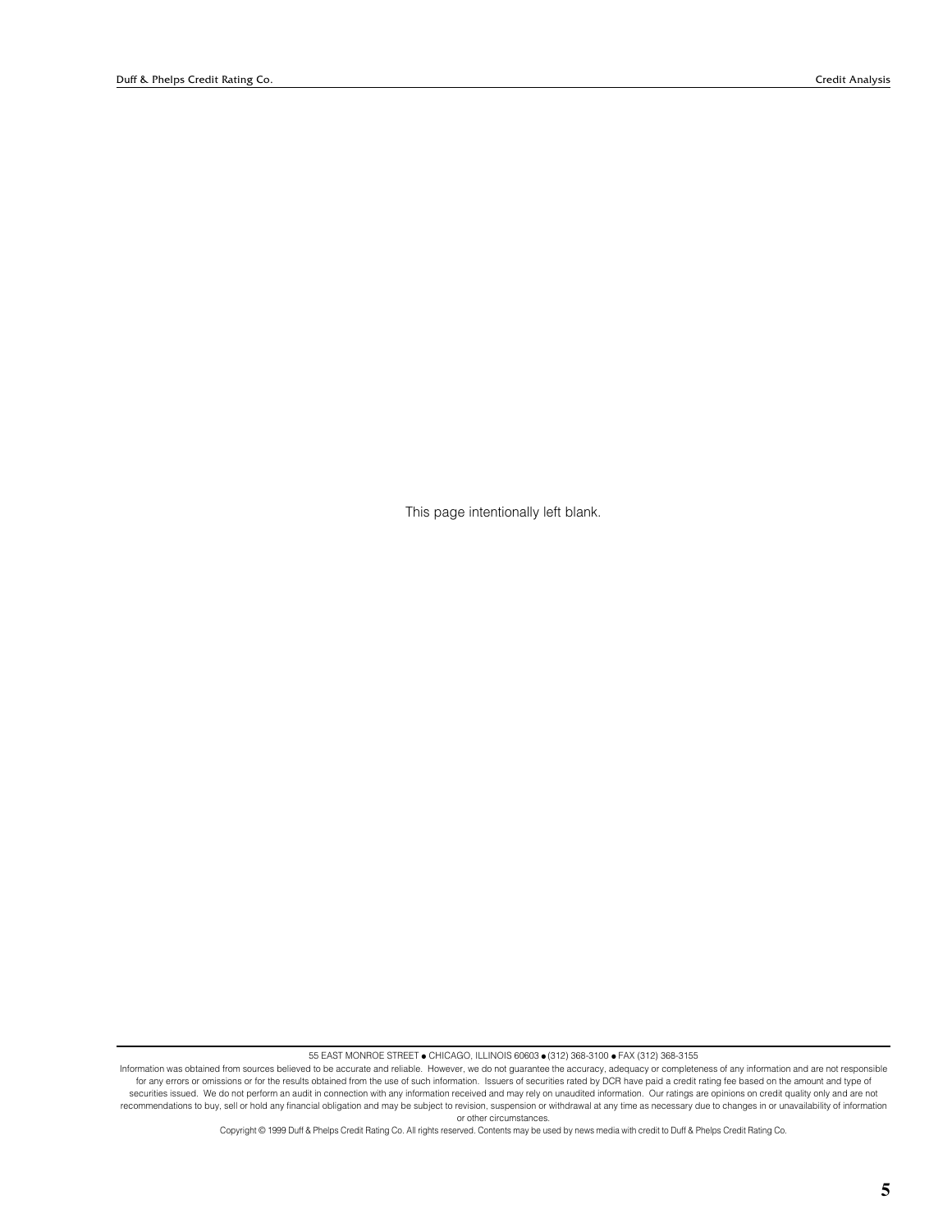This page intentionally left blank.

55 EAST MONROE STREET ● CHICAGO, ILLINOIS 60603 ● (312) 368-3100 ● FAX (312) 368-3155

Information was obtained from sources believed to be accurate and reliable. However, we do not guarantee the accuracy, adequacy or completeness of any information and are not responsible for any errors or omissions or for the results obtained from the use of such information. Issuers of securities rated by DCR have paid a credit rating fee based on the amount and type of securities issued. We do not perform an audit in connection with any information received and may rely on unaudited information. Our ratings are opinions on credit quality only and are not recommendations to buy, sell or hold any financial obligation and may be subject to revision, suspension or withdrawal at any time as necessary due to changes in or unavailability of information or other circumstances.

Copyright © 1999 Duff & Phelps Credit Rating Co. All rights reserved. Contents may be used by news media with credit to Duff & Phelps Credit Rating Co.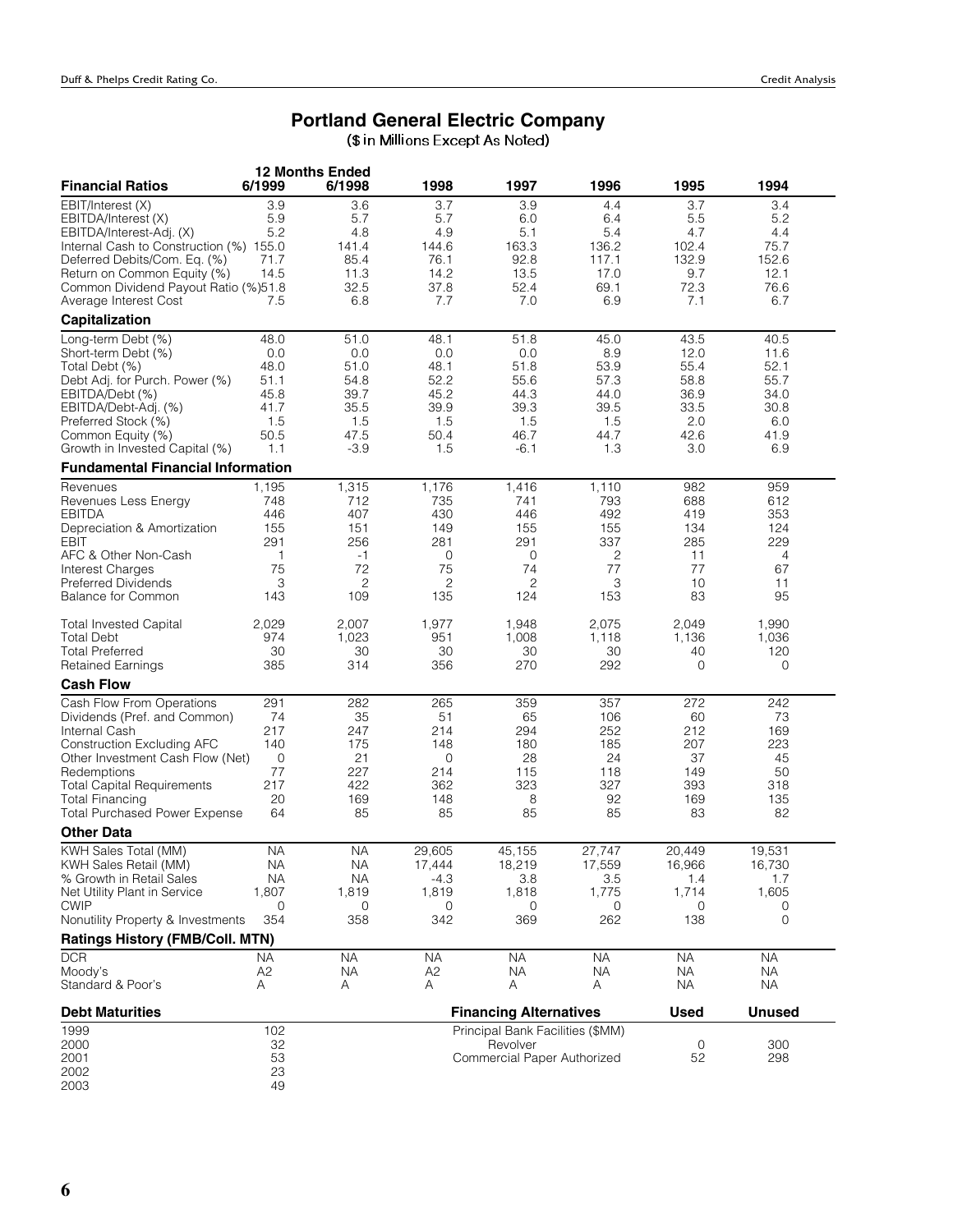# Portland General Electric Company

($ in Millions Except As Noted)

| Financial Ratios | 12 Months Ended 6/1999 | 12 Months Ended 6/1998 | 1998 | 1997 | 1996 | 1995 | 1994 |
|---|---|---|---|---|---|---|---|
| EBIT/Interest (X) | 3.9 | 3.6 | 3.7 | 3.9 | 4.4 | 3.7 | 3.4 |
| EBITDA/Interest (X) | 5.9 | 5.7 | 5.7 | 6.0 | 6.4 | 5.5 | 5.2 |
| EBITDA/Interest-Adj. (X) | 5.2 | 4.8 | 4.9 | 5.1 | 5.4 | 4.7 | 4.4 |
| Internal Cash to Construction (%) | 155.0 | 141.4 | 144.6 | 163.3 | 136.2 | 102.4 | 75.7 |
| Deferred Debits/Com. Eq. (%) | 71.7 | 85.4 | 76.1 | 92.8 | 117.1 | 132.9 | 152.6 |
| Return on Common Equity (%) | 14.5 | 11.3 | 14.2 | 13.5 | 17.0 | 9.7 | 12.1 |
| Common Dividend Payout Ratio (%) | 51.8 | 32.5 | 37.8 | 52.4 | 69.1 | 72.3 | 76.6 |
| Average Interest Cost | 7.5 | 6.8 | 7.7 | 7.0 | 6.9 | 7.1 | 6.7 |
| **Capitalization** | | | | | | | |
| Long-term Debt (%) | 48.0 | 51.0 | 48.1 | 51.8 | 45.0 | 43.5 | 40.5 |
| Short-term Debt (%) | 0.0 | 0.0 | 0.0 | 0.0 | 8.9 | 12.0 | 11.6 |
| Total Debt (%) | 48.0 | 51.0 | 48.1 | 51.8 | 53.9 | 55.4 | 52.1 |
| Debt Adj. for Purch. Power (%) | 51.1 | 54.8 | 52.2 | 55.6 | 57.3 | 58.8 | 55.7 |
| EBITDA/Debt (%) | 45.8 | 39.7 | 45.2 | 44.3 | 44.0 | 36.9 | 34.0 |
| EBITDA/Debt-Adj. (%) | 41.7 | 35.5 | 39.9 | 39.3 | 39.5 | 33.5 | 30.8 |
| Preferred Stock (%) | 1.5 | 1.5 | 1.5 | 1.5 | 1.5 | 2.0 | 6.0 |
| Common Equity (%) | 50.5 | 47.5 | 50.4 | 46.7 | 44.7 | 42.6 | 41.9 |
| Growth in Invested Capital (%) | 1.1 | -3.9 | 1.5 | -6.1 | 1.3 | 3.0 | 6.9 |
| **Fundamental Financial Information** | | | | | | | |
| Revenues | 1,195 | 1,315 | 1,176 | 1,416 | 1,110 | 982 | 959 |
| Revenues Less Energy | 748 | 712 | 735 | 741 | 793 | 688 | 612 |
| EBITDA | 446 | 407 | 430 | 446 | 492 | 419 | 353 |
| Depreciation & Amortization | 155 | 151 | 149 | 155 | 155 | 134 | 124 |
| EBIT | 291 | 256 | 281 | 291 | 337 | 285 | 229 |
| AFC & Other Non-Cash | 1 | -1 | 0 | 0 | 2 | 11 | 4 |
| Interest Charges | 75 | 72 | 75 | 74 | 77 | 77 | 67 |
| Preferred Dividends | 3 | 2 | 2 | 2 | 3 | 10 | 11 |
| Balance for Common | 143 | 109 | 135 | 124 | 153 | 83 | 95 |
| Total Invested Capital | 2,029 | 2,007 | 1,977 | 1,948 | 2,075 | 2,049 | 1,990 |
| Total Debt | 974 | 1,023 | 951 | 1,008 | 1,118 | 1,136 | 1,036 |
| Total Preferred | 30 | 30 | 30 | 30 | 30 | 40 | 120 |
| Retained Earnings | 385 | 314 | 356 | 270 | 292 | 0 | 0 |
| **Cash Flow** | | | | | | | |
| Cash Flow From Operations | 291 | 282 | 265 | 359 | 357 | 272 | 242 |
| Dividends (Pref. and Common) | 74 | 35 | 51 | 65 | 106 | 60 | 73 |
| Internal Cash | 217 | 247 | 214 | 294 | 252 | 212 | 169 |
| Construction Excluding AFC | 140 | 175 | 148 | 180 | 185 | 207 | 223 |
| Other Investment Cash Flow (Net) | 0 | 21 | 0 | 28 | 24 | 37 | 45 |
| Redemptions | 77 | 227 | 214 | 115 | 118 | 149 | 50 |
| Total Capital Requirements | 217 | 422 | 362 | 323 | 327 | 393 | 318 |
| Total Financing | 20 | 169 | 148 | 8 | 92 | 169 | 135 |
| Total Purchased Power Expense | 64 | 85 | 85 | 85 | 85 | 83 | 82 |
| **Other Data** | | | | | | | |
| KWH Sales Total (MM) | NA | NA | 29,605 | 45,155 | 27,747 | 20,449 | 19,531 |
| KWH Sales Retail (MM) | NA | NA | 17,444 | 18,219 | 17,559 | 16,966 | 16,730 |
| % Growth in Retail Sales | NA | NA | -4.3 | 3.8 | 3.5 | 1.4 | 1.7 |
| Net Utility Plant in Service | 1,807 | 1,819 | 1,819 | 1,818 | 1,775 | 1,714 | 1,605 |
| CWIP | 0 | 0 | 0 | 0 | 0 | 0 | 0 |
| Nonutility Property & Investments | 354 | 358 | 342 | 369 | 262 | 138 | 0 |
| **Ratings History (FMB/Coll. MTN)** | | | | | | | |
| DCR | NA | NA | NA | NA | NA | NA | NA |
| Moody's | A2 | NA | A2 | NA | NA | NA | NA |
| Standard & Poor's | A | A | A | A | A | NA | NA |

| Debt Maturities | |
|---|---|
| 1999 | 102 |
| 2000 | 32 |
| 2001 | 53 |
| 2002 | 23 |
| 2003 | 49 |

| Financing Alternatives | Used | Unused |
|---|---|---|
| Principal Bank Facilities ($MM) | | |
| Revolver | 0 | 300 |
| Commercial Paper Authorized | 52 | 298 |